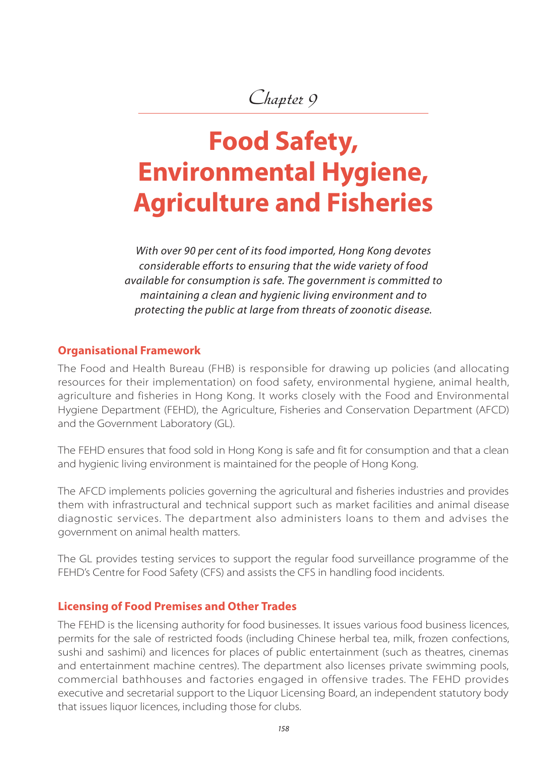*Chapter 9*

# Food Safety, Environmental Hygiene, Agriculture and Fisheries

*With over 90 per cent of its food imported, Hong Kong devotes considerable efforts to ensuring that the wide variety of food available for consumption is safe. The government is committed to maintaining a clean and hygienic living environment and to protecting the public at large from threats of zoonotic disease.*

## Organisational Framework

The Food and Health Bureau (FHB) is responsible for drawing up policies (and allocating resources for their implementation) on food safety, environmental hygiene, animal health, agriculture and fisheries in Hong Kong. It works closely with the Food and Environmental Hygiene Department (FEHD), the Agriculture, Fisheries and Conservation Department (AFCD) and the Government Laboratory (GL).

The FEHD ensures that food sold in Hong Kong is safe and fit for consumption and that a clean and hygienic living environment is maintained for the people of Hong Kong.

The AFCD implements policies governing the agricultural and fisheries industries and provides them with infrastructural and technical support such as market facilities and animal disease diagnostic services. The department also administers loans to them and advises the government on animal health matters.

The GL provides testing services to support the regular food surveillance programme of the FEHD's Centre for Food Safety (CFS) and assists the CFS in handling food incidents.

## Licensing of Food Premises and Other Trades

The FEHD is the licensing authority for food businesses. It issues various food business licences, permits for the sale of restricted foods (including Chinese herbal tea, milk, frozen confections, sushi and sashimi) and licences for places of public entertainment (such as theatres, cinemas and entertainment machine centres). The department also licenses private swimming pools, commercial bathhouses and factories engaged in offensive trades. The FEHD provides executive and secretarial support to the Liquor Licensing Board, an independent statutory body that issues liquor licences, including those for clubs.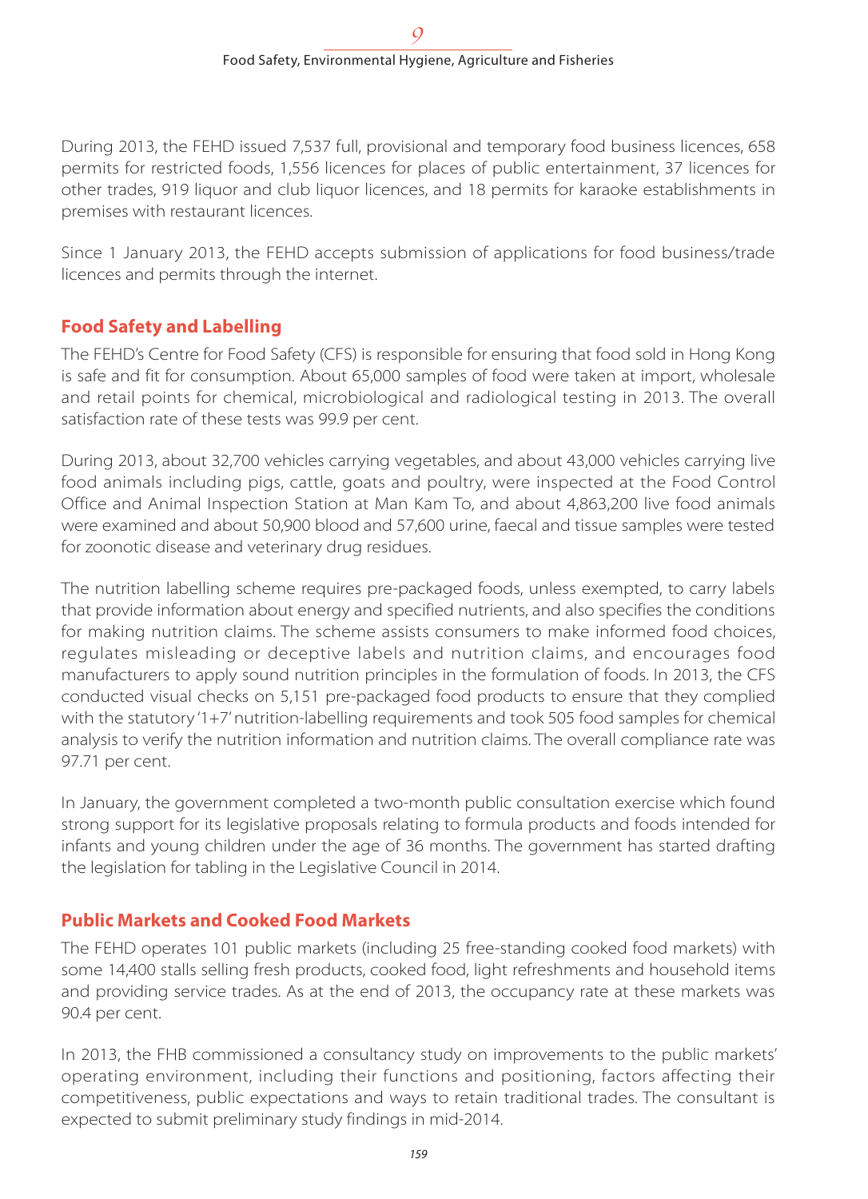During 2013, the FEHD issued 7,537 full, provisional and temporary food business licences, 658 permits for restricted foods, 1,556 licences for places of public entertainment, 37 licences for other trades, 919 liquor and club liquor licences, and 18 permits for karaoke establishments in premises with restaurant licences.

Since 1 January 2013, the FEHD accepts submission of applications for food business/trade licences and permits through the internet.

## Food Safety and Labelling

The FEHD's Centre for Food Safety (CFS) is responsible for ensuring that food sold in Hong Kong is safe and fit for consumption. About 65,000 samples of food were taken at import, wholesale and retail points for chemical, microbiological and radiological testing in 2013. The overall satisfaction rate of these tests was 99.9 per cent.

During 2013, about 32,700 vehicles carrying vegetables, and about 43,000 vehicles carrying live food animals including pigs, cattle, goats and poultry, were inspected at the Food Control Office and Animal Inspection Station at Man Kam To, and about 4,863,200 live food animals were examined and about 50,900 blood and 57,600 urine, faecal and tissue samples were tested for zoonotic disease and veterinary drug residues.

The nutrition labelling scheme requires pre-packaged foods, unless exempted, to carry labels that provide information about energy and specified nutrients, and also specifies the conditions for making nutrition claims. The scheme assists consumers to make informed food choices, regulates misleading or deceptive labels and nutrition claims, and encourages food manufacturers to apply sound nutrition principles in the formulation of foods. In 2013, the CFS conducted visual checks on 5,151 pre-packaged food products to ensure that they complied with the statutory '1+7' nutrition-labelling requirements and took 505 food samples for chemical analysis to verify the nutrition information and nutrition claims. The overall compliance rate was 97.71 per cent.

In January, the government completed a two-month public consultation exercise which found strong support for its legislative proposals relating to formula products and foods intended for infants and young children under the age of 36 months. The government has started drafting the legislation for tabling in the Legislative Council in 2014.

## Public Markets and Cooked Food Markets

The FEHD operates 101 public markets (including 25 free-standing cooked food markets) with some 14,400 stalls selling fresh products, cooked food, light refreshments and household items and providing service trades. As at the end of 2013, the occupancy rate at these markets was 90.4 per cent.

In 2013, the FHB commissioned a consultancy study on improvements to the public markets' operating environment, including their functions and positioning, factors affecting their competitiveness, public expectations and ways to retain traditional trades. The consultant is expected to submit preliminary study findings in mid-2014.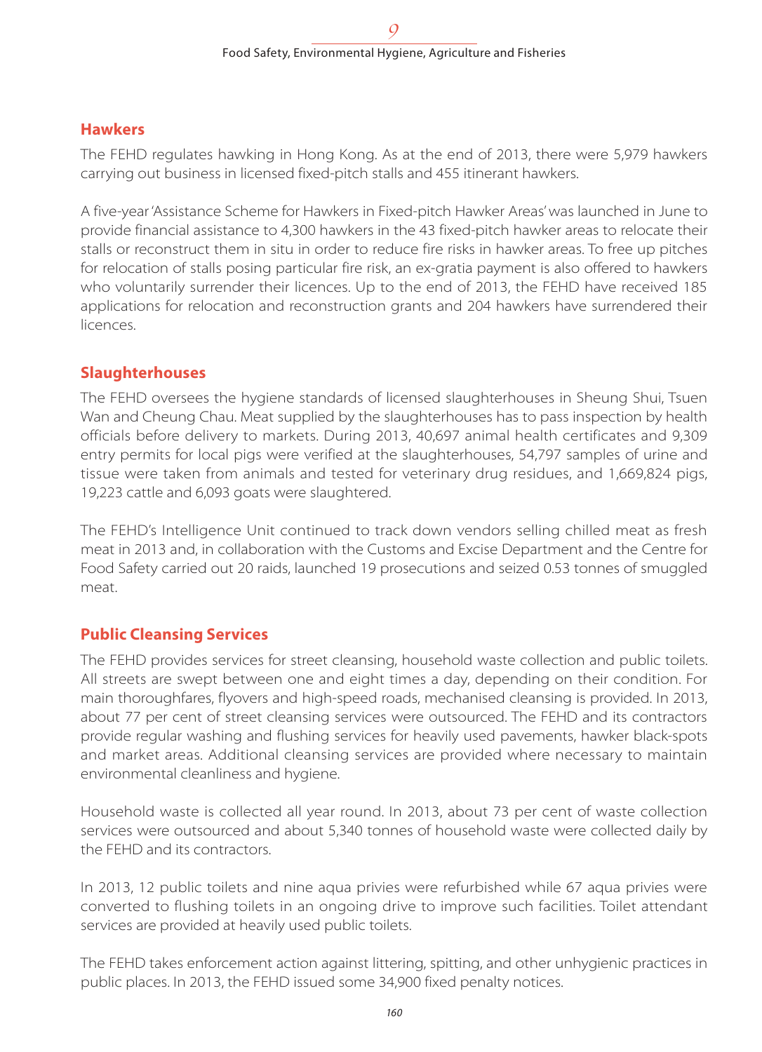## Hawkers

The FEHD regulates hawking in Hong Kong. As at the end of 2013, there were 5,979 hawkers carrying out business in licensed fixed-pitch stalls and 455 itinerant hawkers.

A five-year 'Assistance Scheme for Hawkers in Fixed-pitch Hawker Areas' was launched in June to provide financial assistance to 4,300 hawkers in the 43 fixed-pitch hawker areas to relocate their stalls or reconstruct them in situ in order to reduce fire risks in hawker areas. To free up pitches for relocation of stalls posing particular fire risk, an ex-gratia payment is also offered to hawkers who voluntarily surrender their licences. Up to the end of 2013, the FEHD have received 185 applications for relocation and reconstruction grants and 204 hawkers have surrendered their licences.

## Slaughterhouses

The FEHD oversees the hygiene standards of licensed slaughterhouses in Sheung Shui, Tsuen Wan and Cheung Chau. Meat supplied by the slaughterhouses has to pass inspection by health officials before delivery to markets. During 2013, 40,697 animal health certificates and 9,309 entry permits for local pigs were verified at the slaughterhouses, 54,797 samples of urine and tissue were taken from animals and tested for veterinary drug residues, and 1,669,824 pigs, 19,223 cattle and 6,093 goats were slaughtered.

The FEHD's Intelligence Unit continued to track down vendors selling chilled meat as fresh meat in 2013 and, in collaboration with the Customs and Excise Department and the Centre for Food Safety carried out 20 raids, launched 19 prosecutions and seized 0.53 tonnes of smuggled meat.

## Public Cleansing Services

The FEHD provides services for street cleansing, household waste collection and public toilets. All streets are swept between one and eight times a day, depending on their condition. For main thoroughfares, flyovers and high-speed roads, mechanised cleansing is provided. In 2013, about 77 per cent of street cleansing services were outsourced. The FEHD and its contractors provide regular washing and flushing services for heavily used pavements, hawker black-spots and market areas. Additional cleansing services are provided where necessary to maintain environmental cleanliness and hygiene.

Household waste is collected all year round. In 2013, about 73 per cent of waste collection services were outsourced and about 5,340 tonnes of household waste were collected daily by the FEHD and its contractors.

In 2013, 12 public toilets and nine aqua privies were refurbished while 67 aqua privies were converted to flushing toilets in an ongoing drive to improve such facilities. Toilet attendant services are provided at heavily used public toilets.

The FEHD takes enforcement action against littering, spitting, and other unhygienic practices in public places. In 2013, the FEHD issued some 34,900 fixed penalty notices.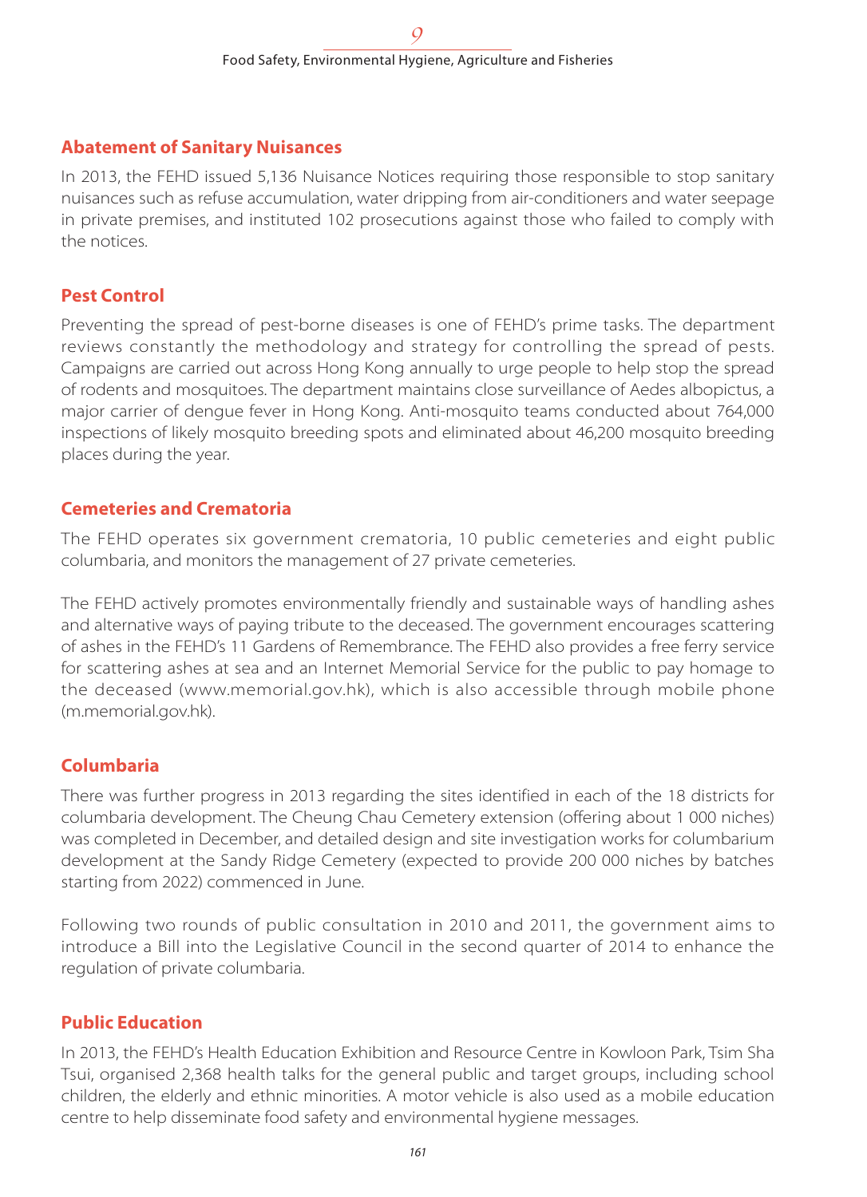## Abatement of Sanitary Nuisances

In 2013, the FEHD issued 5,136 Nuisance Notices requiring those responsible to stop sanitary nuisances such as refuse accumulation, water dripping from air-conditioners and water seepage in private premises, and instituted 102 prosecutions against those who failed to comply with the notices.

## Pest Control

Preventing the spread of pest-borne diseases is one of FEHD's prime tasks. The department reviews constantly the methodology and strategy for controlling the spread of pests. Campaigns are carried out across Hong Kong annually to urge people to help stop the spread of rodents and mosquitoes. The department maintains close surveillance of Aedes albopictus, a major carrier of dengue fever in Hong Kong. Anti-mosquito teams conducted about 764,000 inspections of likely mosquito breeding spots and eliminated about 46,200 mosquito breeding places during the year.

## Cemeteries and Crematoria

The FEHD operates six government crematoria, 10 public cemeteries and eight public columbaria, and monitors the management of 27 private cemeteries.

The FEHD actively promotes environmentally friendly and sustainable ways of handling ashes and alternative ways of paying tribute to the deceased. The government encourages scattering of ashes in the FEHD's 11 Gardens of Remembrance. The FEHD also provides a free ferry service for scattering ashes at sea and an Internet Memorial Service for the public to pay homage to the deceased (www.memorial.gov.hk), which is also accessible through mobile phone (m.memorial.gov.hk).

## Columbaria

There was further progress in 2013 regarding the sites identified in each of the 18 districts for columbaria development. The Cheung Chau Cemetery extension (offering about 1 000 niches) was completed in December, and detailed design and site investigation works for columbarium development at the Sandy Ridge Cemetery (expected to provide 200 000 niches by batches starting from 2022) commenced in June.

Following two rounds of public consultation in 2010 and 2011, the government aims to introduce a Bill into the Legislative Council in the second quarter of 2014 to enhance the regulation of private columbaria.

## Public Education

In 2013, the FEHD's Health Education Exhibition and Resource Centre in Kowloon Park, Tsim Sha Tsui, organised 2,368 health talks for the general public and target groups, including school children, the elderly and ethnic minorities. A motor vehicle is also used as a mobile education centre to help disseminate food safety and environmental hygiene messages.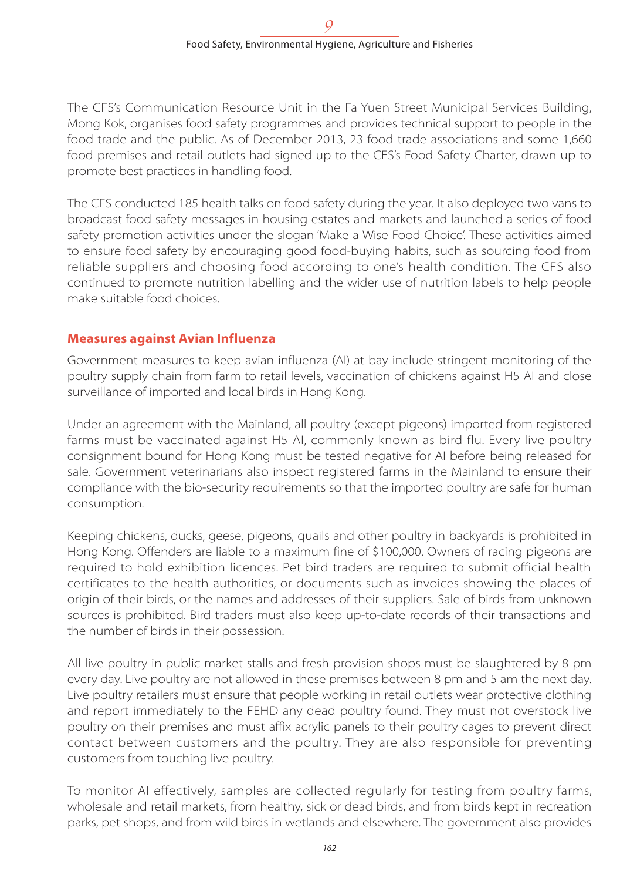The CFS's Communication Resource Unit in the Fa Yuen Street Municipal Services Building, Mong Kok, organises food safety programmes and provides technical support to people in the food trade and the public. As of December 2013, 23 food trade associations and some 1,660 food premises and retail outlets had signed up to the CFS's Food Safety Charter, drawn up to promote best practices in handling food.

The CFS conducted 185 health talks on food safety during the year. It also deployed two vans to broadcast food safety messages in housing estates and markets and launched a series of food safety promotion activities under the slogan 'Make a Wise Food Choice'. These activities aimed to ensure food safety by encouraging good food-buying habits, such as sourcing food from reliable suppliers and choosing food according to one's health condition. The CFS also continued to promote nutrition labelling and the wider use of nutrition labels to help people make suitable food choices.

## Measures against Avian Influenza

Government measures to keep avian influenza (AI) at bay include stringent monitoring of the poultry supply chain from farm to retail levels, vaccination of chickens against H5 AI and close surveillance of imported and local birds in Hong Kong.

Under an agreement with the Mainland, all poultry (except pigeons) imported from registered farms must be vaccinated against H5 AI, commonly known as bird flu. Every live poultry consignment bound for Hong Kong must be tested negative for AI before being released for sale. Government veterinarians also inspect registered farms in the Mainland to ensure their compliance with the bio-security requirements so that the imported poultry are safe for human consumption.

Keeping chickens, ducks, geese, pigeons, quails and other poultry in backyards is prohibited in Hong Kong. Offenders are liable to a maximum fine of $100,000. Owners of racing pigeons are required to hold exhibition licences. Pet bird traders are required to submit official health certificates to the health authorities, or documents such as invoices showing the places of origin of their birds, or the names and addresses of their suppliers. Sale of birds from unknown sources is prohibited. Bird traders must also keep up-to-date records of their transactions and the number of birds in their possession.

All live poultry in public market stalls and fresh provision shops must be slaughtered by 8 pm every day. Live poultry are not allowed in these premises between 8 pm and 5 am the next day. Live poultry retailers must ensure that people working in retail outlets wear protective clothing and report immediately to the FEHD any dead poultry found. They must not overstock live poultry on their premises and must affix acrylic panels to their poultry cages to prevent direct contact between customers and the poultry. They are also responsible for preventing customers from touching live poultry.

To monitor AI effectively, samples are collected regularly for testing from poultry farms, wholesale and retail markets, from healthy, sick or dead birds, and from birds kept in recreation parks, pet shops, and from wild birds in wetlands and elsewhere. The government also provides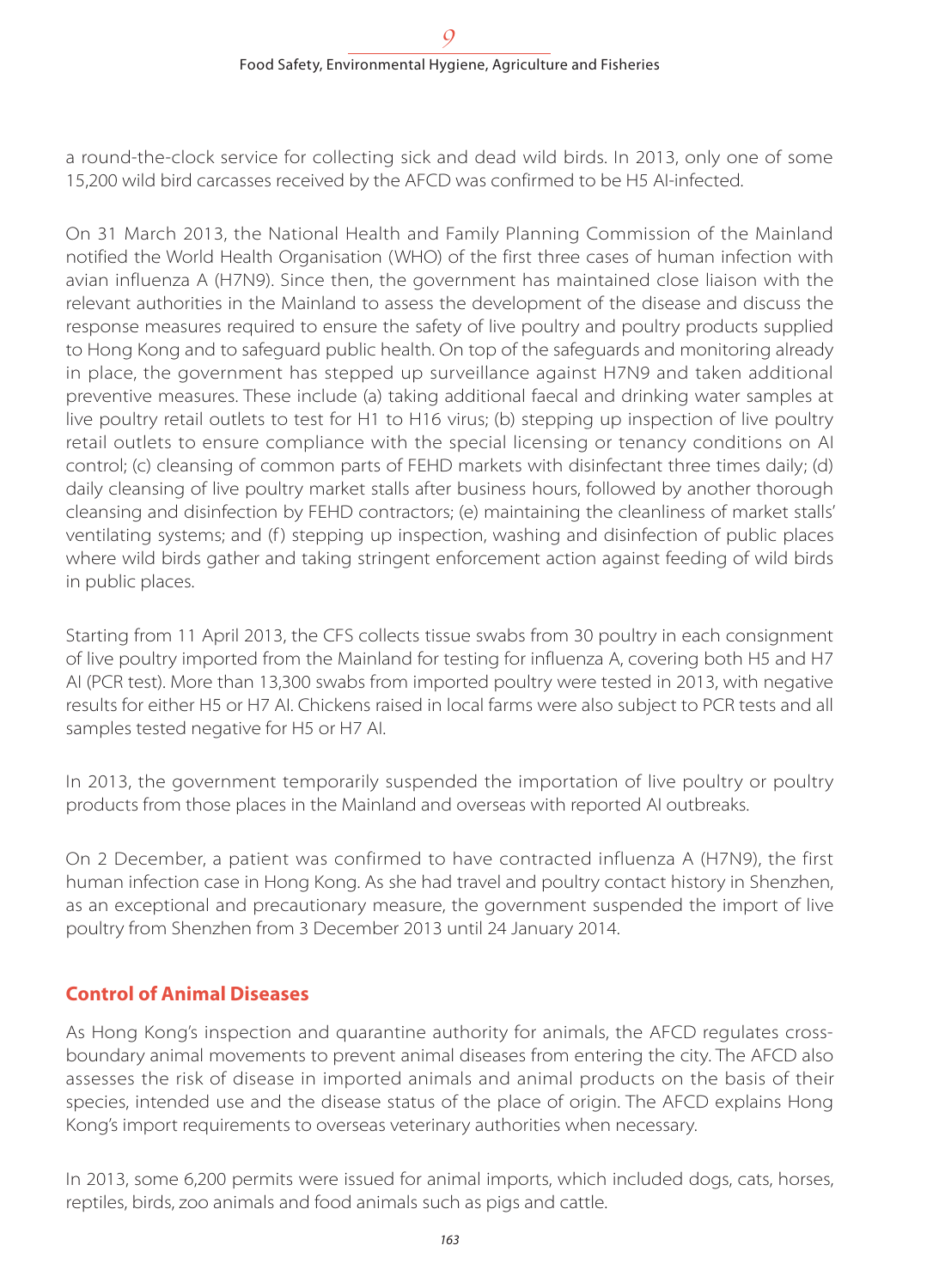a round-the-clock service for collecting sick and dead wild birds. In 2013, only one of some 15,200 wild bird carcasses received by the AFCD was confirmed to be H5 AI-infected.

On 31 March 2013, the National Health and Family Planning Commission of the Mainland notified the World Health Organisation (WHO) of the first three cases of human infection with avian influenza A (H7N9). Since then, the government has maintained close liaison with the relevant authorities in the Mainland to assess the development of the disease and discuss the response measures required to ensure the safety of live poultry and poultry products supplied to Hong Kong and to safeguard public health. On top of the safeguards and monitoring already in place, the government has stepped up surveillance against H7N9 and taken additional preventive measures. These include (a) taking additional faecal and drinking water samples at live poultry retail outlets to test for H1 to H16 virus; (b) stepping up inspection of live poultry retail outlets to ensure compliance with the special licensing or tenancy conditions on AI control; (c) cleansing of common parts of FEHD markets with disinfectant three times daily; (d) daily cleansing of live poultry market stalls after business hours, followed by another thorough cleansing and disinfection by FEHD contractors; (e) maintaining the cleanliness of market stalls' ventilating systems; and (f) stepping up inspection, washing and disinfection of public places where wild birds gather and taking stringent enforcement action against feeding of wild birds in public places.

Starting from 11 April 2013, the CFS collects tissue swabs from 30 poultry in each consignment of live poultry imported from the Mainland for testing for influenza A, covering both H5 and H7 AI (PCR test). More than 13,300 swabs from imported poultry were tested in 2013, with negative results for either H5 or H7 AI. Chickens raised in local farms were also subject to PCR tests and all samples tested negative for H5 or H7 AI.

In 2013, the government temporarily suspended the importation of live poultry or poultry products from those places in the Mainland and overseas with reported AI outbreaks.

On 2 December, a patient was confirmed to have contracted influenza A (H7N9), the first human infection case in Hong Kong. As she had travel and poultry contact history in Shenzhen, as an exceptional and precautionary measure, the government suspended the import of live poultry from Shenzhen from 3 December 2013 until 24 January 2014.

## Control of Animal Diseases

As Hong Kong's inspection and quarantine authority for animals, the AFCD regulates cross-boundary animal movements to prevent animal diseases from entering the city. The AFCD also assesses the risk of disease in imported animals and animal products on the basis of their species, intended use and the disease status of the place of origin. The AFCD explains Hong Kong's import requirements to overseas veterinary authorities when necessary.

In 2013, some 6,200 permits were issued for animal imports, which included dogs, cats, horses, reptiles, birds, zoo animals and food animals such as pigs and cattle.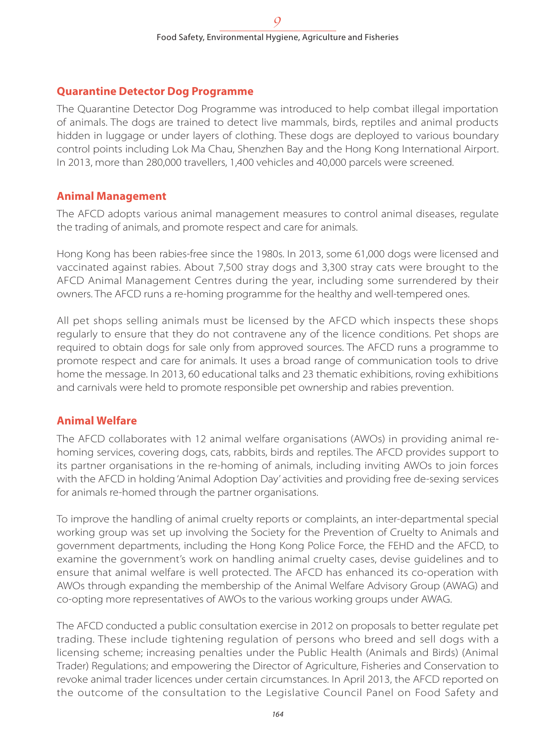## Quarantine Detector Dog Programme

The Quarantine Detector Dog Programme was introduced to help combat illegal importation of animals. The dogs are trained to detect live mammals, birds, reptiles and animal products hidden in luggage or under layers of clothing. These dogs are deployed to various boundary control points including Lok Ma Chau, Shenzhen Bay and the Hong Kong International Airport. In 2013, more than 280,000 travellers, 1,400 vehicles and 40,000 parcels were screened.

## Animal Management

The AFCD adopts various animal management measures to control animal diseases, regulate the trading of animals, and promote respect and care for animals.

Hong Kong has been rabies-free since the 1980s. In 2013, some 61,000 dogs were licensed and vaccinated against rabies. About 7,500 stray dogs and 3,300 stray cats were brought to the AFCD Animal Management Centres during the year, including some surrendered by their owners. The AFCD runs a re-homing programme for the healthy and well-tempered ones.

All pet shops selling animals must be licensed by the AFCD which inspects these shops regularly to ensure that they do not contravene any of the licence conditions. Pet shops are required to obtain dogs for sale only from approved sources. The AFCD runs a programme to promote respect and care for animals. It uses a broad range of communication tools to drive home the message. In 2013, 60 educational talks and 23 thematic exhibitions, roving exhibitions and carnivals were held to promote responsible pet ownership and rabies prevention.

## Animal Welfare

The AFCD collaborates with 12 animal welfare organisations (AWOs) in providing animal re-homing services, covering dogs, cats, rabbits, birds and reptiles. The AFCD provides support to its partner organisations in the re-homing of animals, including inviting AWOs to join forces with the AFCD in holding 'Animal Adoption Day' activities and providing free de-sexing services for animals re-homed through the partner organisations.

To improve the handling of animal cruelty reports or complaints, an inter-departmental special working group was set up involving the Society for the Prevention of Cruelty to Animals and government departments, including the Hong Kong Police Force, the FEHD and the AFCD, to examine the government's work on handling animal cruelty cases, devise guidelines and to ensure that animal welfare is well protected. The AFCD has enhanced its co-operation with AWOs through expanding the membership of the Animal Welfare Advisory Group (AWAG) and co-opting more representatives of AWOs to the various working groups under AWAG.

The AFCD conducted a public consultation exercise in 2012 on proposals to better regulate pet trading. These include tightening regulation of persons who breed and sell dogs with a licensing scheme; increasing penalties under the Public Health (Animals and Birds) (Animal Trader) Regulations; and empowering the Director of Agriculture, Fisheries and Conservation to revoke animal trader licences under certain circumstances. In April 2013, the AFCD reported on the outcome of the consultation to the Legislative Council Panel on Food Safety and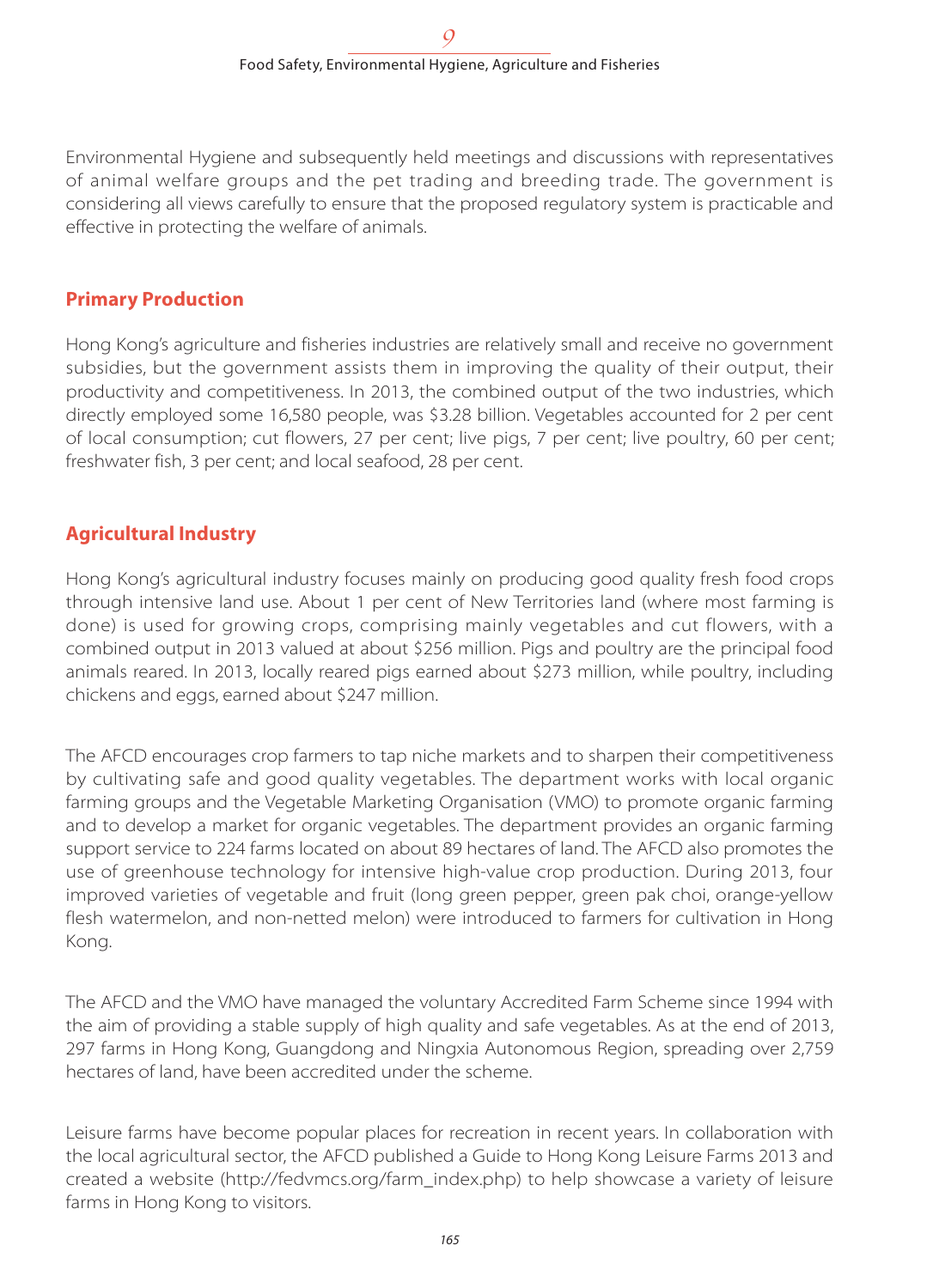Environmental Hygiene and subsequently held meetings and discussions with representatives of animal welfare groups and the pet trading and breeding trade. The government is considering all views carefully to ensure that the proposed regulatory system is practicable and effective in protecting the welfare of animals.

## Primary Production

Hong Kong's agriculture and fisheries industries are relatively small and receive no government subsidies, but the government assists them in improving the quality of their output, their productivity and competitiveness. In 2013, the combined output of the two industries, which directly employed some 16,580 people, was $3.28 billion. Vegetables accounted for 2 per cent of local consumption; cut flowers, 27 per cent; live pigs, 7 per cent; live poultry, 60 per cent; freshwater fish, 3 per cent; and local seafood, 28 per cent.

## Agricultural Industry

Hong Kong's agricultural industry focuses mainly on producing good quality fresh food crops through intensive land use. About 1 per cent of New Territories land (where most farming is done) is used for growing crops, comprising mainly vegetables and cut flowers, with a combined output in 2013 valued at about $256 million. Pigs and poultry are the principal food animals reared. In 2013, locally reared pigs earned about $273 million, while poultry, including chickens and eggs, earned about $247 million.

The AFCD encourages crop farmers to tap niche markets and to sharpen their competitiveness by cultivating safe and good quality vegetables. The department works with local organic farming groups and the Vegetable Marketing Organisation (VMO) to promote organic farming and to develop a market for organic vegetables. The department provides an organic farming support service to 224 farms located on about 89 hectares of land. The AFCD also promotes the use of greenhouse technology for intensive high-value crop production. During 2013, four improved varieties of vegetable and fruit (long green pepper, green pak choi, orange-yellow flesh watermelon, and non-netted melon) were introduced to farmers for cultivation in Hong Kong.

The AFCD and the VMO have managed the voluntary Accredited Farm Scheme since 1994 with the aim of providing a stable supply of high quality and safe vegetables. As at the end of 2013, 297 farms in Hong Kong, Guangdong and Ningxia Autonomous Region, spreading over 2,759 hectares of land, have been accredited under the scheme.

Leisure farms have become popular places for recreation in recent years. In collaboration with the local agricultural sector, the AFCD published a Guide to Hong Kong Leisure Farms 2013 and created a website (http://fedvmcs.org/farm_index.php) to help showcase a variety of leisure farms in Hong Kong to visitors.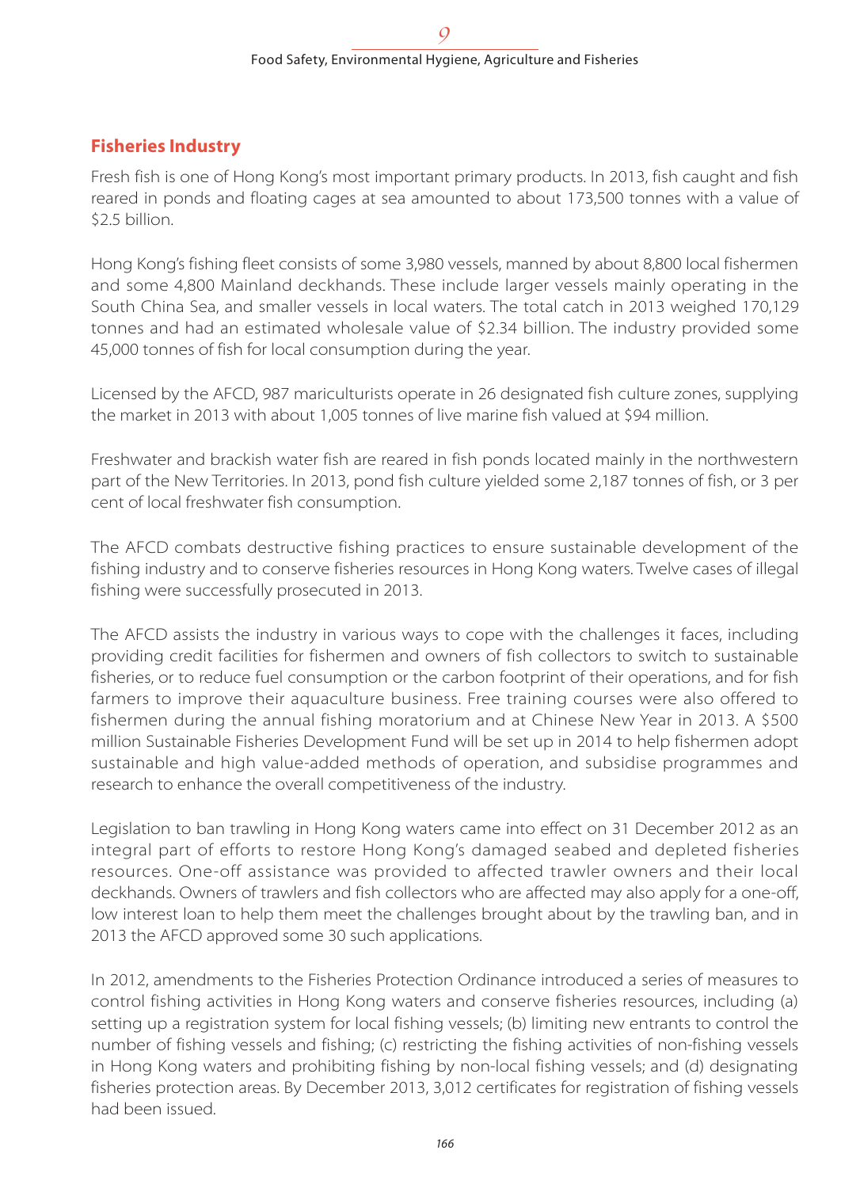## Fisheries Industry

Fresh fish is one of Hong Kong's most important primary products. In 2013, fish caught and fish reared in ponds and floating cages at sea amounted to about 173,500 tonnes with a value of $2.5 billion.

Hong Kong's fishing fleet consists of some 3,980 vessels, manned by about 8,800 local fishermen and some 4,800 Mainland deckhands. These include larger vessels mainly operating in the South China Sea, and smaller vessels in local waters. The total catch in 2013 weighed 170,129 tonnes and had an estimated wholesale value of $2.34 billion. The industry provided some 45,000 tonnes of fish for local consumption during the year.

Licensed by the AFCD, 987 mariculturists operate in 26 designated fish culture zones, supplying the market in 2013 with about 1,005 tonnes of live marine fish valued at $94 million.

Freshwater and brackish water fish are reared in fish ponds located mainly in the northwestern part of the New Territories. In 2013, pond fish culture yielded some 2,187 tonnes of fish, or 3 per cent of local freshwater fish consumption.

The AFCD combats destructive fishing practices to ensure sustainable development of the fishing industry and to conserve fisheries resources in Hong Kong waters. Twelve cases of illegal fishing were successfully prosecuted in 2013.

The AFCD assists the industry in various ways to cope with the challenges it faces, including providing credit facilities for fishermen and owners of fish collectors to switch to sustainable fisheries, or to reduce fuel consumption or the carbon footprint of their operations, and for fish farmers to improve their aquaculture business. Free training courses were also offered to fishermen during the annual fishing moratorium and at Chinese New Year in 2013. A $500 million Sustainable Fisheries Development Fund will be set up in 2014 to help fishermen adopt sustainable and high value-added methods of operation, and subsidise programmes and research to enhance the overall competitiveness of the industry.

Legislation to ban trawling in Hong Kong waters came into effect on 31 December 2012 as an integral part of efforts to restore Hong Kong's damaged seabed and depleted fisheries resources. One-off assistance was provided to affected trawler owners and their local deckhands. Owners of trawlers and fish collectors who are affected may also apply for a one-off, low interest loan to help them meet the challenges brought about by the trawling ban, and in 2013 the AFCD approved some 30 such applications.

In 2012, amendments to the Fisheries Protection Ordinance introduced a series of measures to control fishing activities in Hong Kong waters and conserve fisheries resources, including (a) setting up a registration system for local fishing vessels; (b) limiting new entrants to control the number of fishing vessels and fishing; (c) restricting the fishing activities of non-fishing vessels in Hong Kong waters and prohibiting fishing by non-local fishing vessels; and (d) designating fisheries protection areas. By December 2013, 3,012 certificates for registration of fishing vessels had been issued.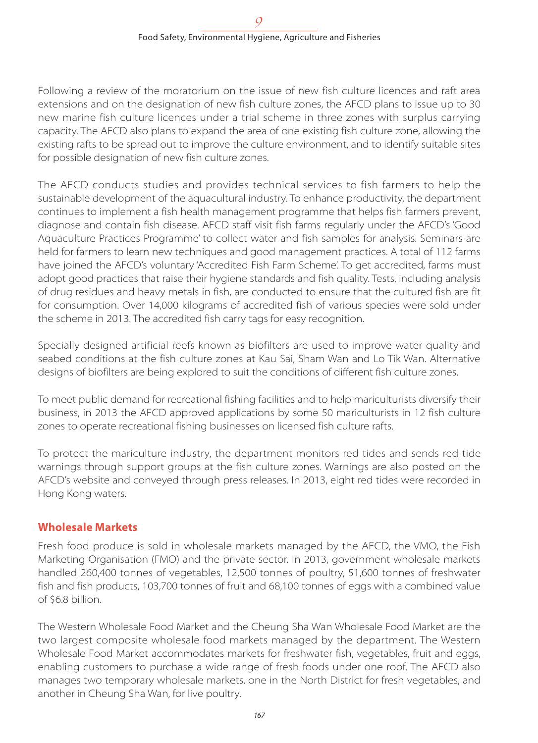Following a review of the moratorium on the issue of new fish culture licences and raft area extensions and on the designation of new fish culture zones, the AFCD plans to issue up to 30 new marine fish culture licences under a trial scheme in three zones with surplus carrying capacity. The AFCD also plans to expand the area of one existing fish culture zone, allowing the existing rafts to be spread out to improve the culture environment, and to identify suitable sites for possible designation of new fish culture zones.

The AFCD conducts studies and provides technical services to fish farmers to help the sustainable development of the aquacultural industry. To enhance productivity, the department continues to implement a fish health management programme that helps fish farmers prevent, diagnose and contain fish disease. AFCD staff visit fish farms regularly under the AFCD's 'Good Aquaculture Practices Programme' to collect water and fish samples for analysis. Seminars are held for farmers to learn new techniques and good management practices. A total of 112 farms have joined the AFCD's voluntary 'Accredited Fish Farm Scheme'. To get accredited, farms must adopt good practices that raise their hygiene standards and fish quality. Tests, including analysis of drug residues and heavy metals in fish, are conducted to ensure that the cultured fish are fit for consumption. Over 14,000 kilograms of accredited fish of various species were sold under the scheme in 2013. The accredited fish carry tags for easy recognition.

Specially designed artificial reefs known as biofilters are used to improve water quality and seabed conditions at the fish culture zones at Kau Sai, Sham Wan and Lo Tik Wan. Alternative designs of biofilters are being explored to suit the conditions of different fish culture zones.

To meet public demand for recreational fishing facilities and to help mariculturists diversify their business, in 2013 the AFCD approved applications by some 50 mariculturists in 12 fish culture zones to operate recreational fishing businesses on licensed fish culture rafts.

To protect the mariculture industry, the department monitors red tides and sends red tide warnings through support groups at the fish culture zones. Warnings are also posted on the AFCD's website and conveyed through press releases. In 2013, eight red tides were recorded in Hong Kong waters.

## Wholesale Markets

Fresh food produce is sold in wholesale markets managed by the AFCD, the VMO, the Fish Marketing Organisation (FMO) and the private sector. In 2013, government wholesale markets handled 260,400 tonnes of vegetables, 12,500 tonnes of poultry, 51,600 tonnes of freshwater fish and fish products, 103,700 tonnes of fruit and 68,100 tonnes of eggs with a combined value of $6.8 billion.

The Western Wholesale Food Market and the Cheung Sha Wan Wholesale Food Market are the two largest composite wholesale food markets managed by the department. The Western Wholesale Food Market accommodates markets for freshwater fish, vegetables, fruit and eggs, enabling customers to purchase a wide range of fresh foods under one roof. The AFCD also manages two temporary wholesale markets, one in the North District for fresh vegetables, and another in Cheung Sha Wan, for live poultry.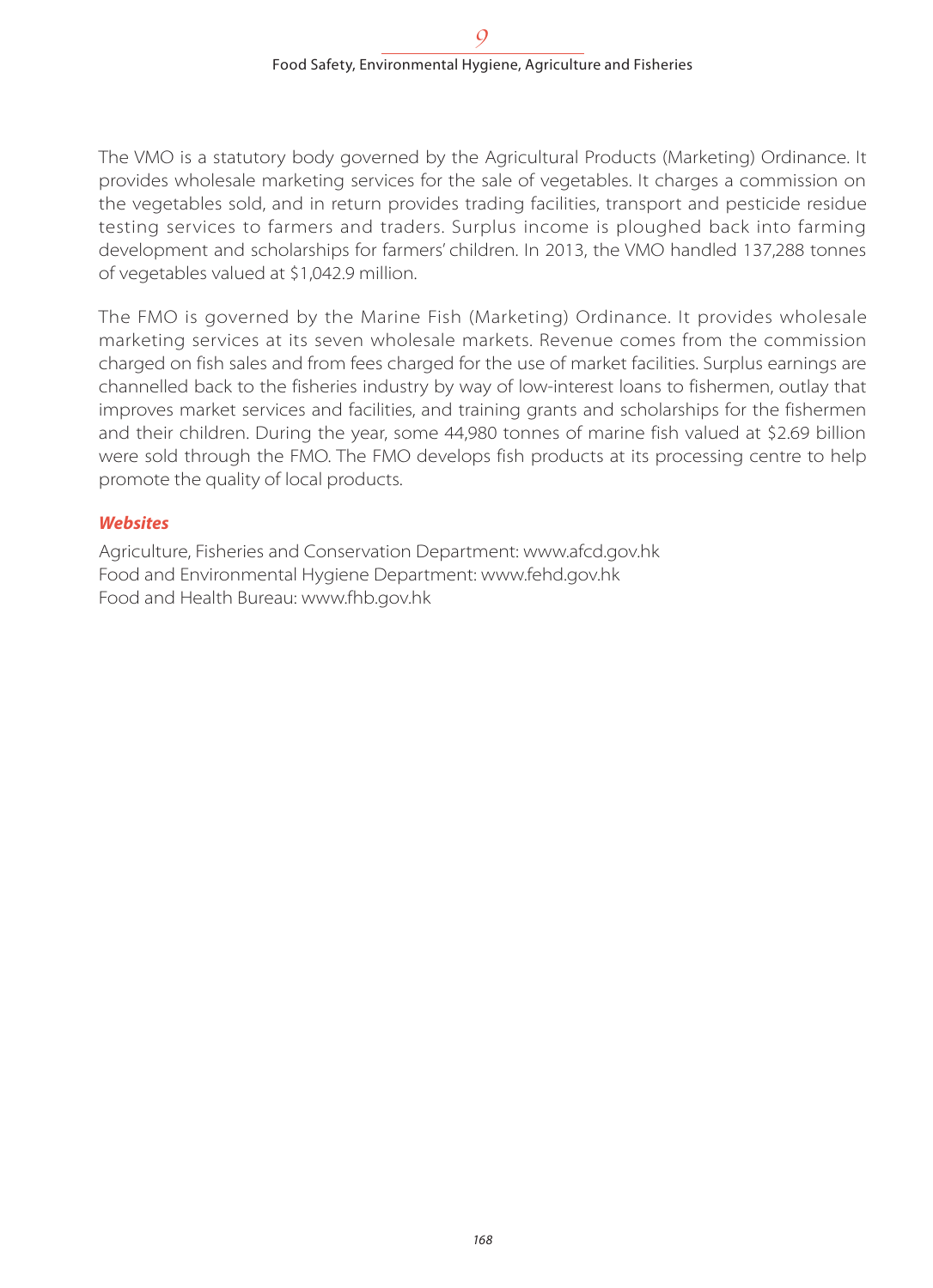The VMO is a statutory body governed by the Agricultural Products (Marketing) Ordinance. It provides wholesale marketing services for the sale of vegetables. It charges a commission on the vegetables sold, and in return provides trading facilities, transport and pesticide residue testing services to farmers and traders. Surplus income is ploughed back into farming development and scholarships for farmers' children. In 2013, the VMO handled 137,288 tonnes of vegetables valued at $1,042.9 million.

The FMO is governed by the Marine Fish (Marketing) Ordinance. It provides wholesale marketing services at its seven wholesale markets. Revenue comes from the commission charged on fish sales and from fees charged for the use of market facilities. Surplus earnings are channelled back to the fisheries industry by way of low-interest loans to fishermen, outlay that improves market services and facilities, and training grants and scholarships for the fishermen and their children. During the year, some 44,980 tonnes of marine fish valued at $2.69 billion were sold through the FMO. The FMO develops fish products at its processing centre to help promote the quality of local products.

### *Websites*

Agriculture, Fisheries and Conservation Department: www.afcd.gov.hk
Food and Environmental Hygiene Department: www.fehd.gov.hk
Food and Health Bureau: www.fhb.gov.hk